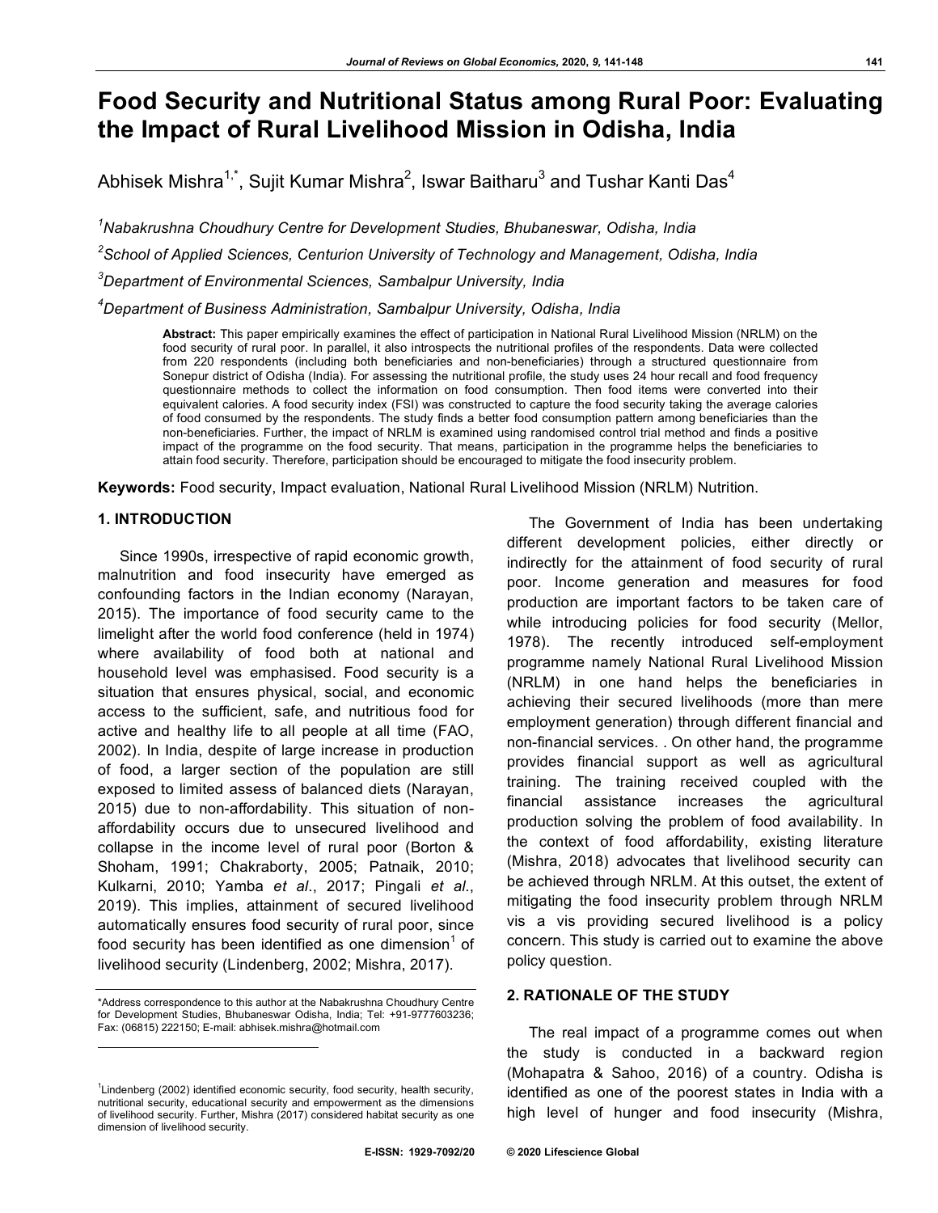# Food Security and Nutritional Status among Rural Poor: Evaluating the Impact of Rural Livelihood Mission in Odisha, India

Abhisek Mishra[1,*], Sujit Kumar Mishra[2], Iswar Baitharu[3] and Tushar Kanti Das[4]

[1]*Nabakrushna Choudhury Centre for Development Studies, Bhubaneswar, Odisha, India*

[2]*School of Applied Sciences, Centurion University of Technology and Management, Odisha, India*

[3]*Department of Environmental Sciences, Sambalpur University, India*

[4]*Department of Business Administration, Sambalpur University, Odisha, India*

**Abstract:** This paper empirically examines the effect of participation in National Rural Livelihood Mission (NRLM) on the food security of rural poor. In parallel, it also introspects the nutritional profiles of the respondents. Data were collected from 220 respondents (including both beneficiaries and non-beneficiaries) through a structured questionnaire from Sonepur district of Odisha (India). For assessing the nutritional profile, the study uses 24 hour recall and food frequency questionnaire methods to collect the information on food consumption. Then food items were converted into their equivalent calories. A food security index (FSI) was constructed to capture the food security taking the average calories of food consumed by the respondents. The study finds a better food consumption pattern among beneficiaries than the non-beneficiaries. Further, the impact of NRLM is examined using randomised control trial method and finds a positive impact of the programme on the food security. That means, participation in the programme helps the beneficiaries to attain food security. Therefore, participation should be encouraged to mitigate the food insecurity problem.

**Keywords:** Food security, Impact evaluation, National Rural Livelihood Mission (NRLM) Nutrition.

## 1. INTRODUCTION

Since 1990s, irrespective of rapid economic growth, malnutrition and food insecurity have emerged as confounding factors in the Indian economy (Narayan, 2015). The importance of food security came to the limelight after the world food conference (held in 1974) where availability of food both at national and household level was emphasised. Food security is a situation that ensures physical, social, and economic access to the sufficient, safe, and nutritious food for active and healthy life to all people at all time (FAO, 2002). In India, despite of large increase in production of food, a larger section of the population are still exposed to limited assess of balanced diets (Narayan, 2015) due to non-affordability. This situation of non-affordability occurs due to unsecured livelihood and collapse in the income level of rural poor (Borton & Shoham, 1991; Chakraborty, 2005; Patnaik, 2010; Kulkarni, 2010; Yamba *et al*., 2017; Pingali *et al*., 2019). This implies, attainment of secured livelihood automatically ensures food security of rural poor, since food security has been identified as one dimension[1] of livelihood security (Lindenberg, 2002; Mishra, 2017).

The Government of India has been undertaking different development policies, either directly or indirectly for the attainment of food security of rural poor. Income generation and measures for food production are important factors to be taken care of while introducing policies for food security (Mellor, 1978). The recently introduced self-employment programme namely National Rural Livelihood Mission (NRLM) in one hand helps the beneficiaries in achieving their secured livelihoods (more than mere employment generation) through different financial and non-financial services. . On other hand, the programme provides financial support as well as agricultural training. The training received coupled with the financial assistance increases the agricultural production solving the problem of food availability. In the context of food affordability, existing literature (Mishra, 2018) advocates that livelihood security can be achieved through NRLM. At this outset, the extent of mitigating the food insecurity problem through NRLM vis a vis providing secured livelihood is a policy concern. This study is carried out to examine the above policy question.

## 2. RATIONALE OF THE STUDY

The real impact of a programme comes out when the study is conducted in a backward region (Mohapatra & Sahoo, 2016) of a country. Odisha is identified as one of the poorest states in India with a high level of hunger and food insecurity (Mishra,

*Address correspondence to this author at the Nabakrushna Choudhury Centre for Development Studies, Bhubaneswar Odisha, India; Tel: +91-9777603236; Fax: (06815) 222150; E-mail: abhisek.mishra@hotmail.com

[1]Lindenberg (2002) identified economic security, food security, health security, nutritional security, educational security and empowerment as the dimensions of livelihood security. Further, Mishra (2017) considered habitat security as one dimension of livelihood security.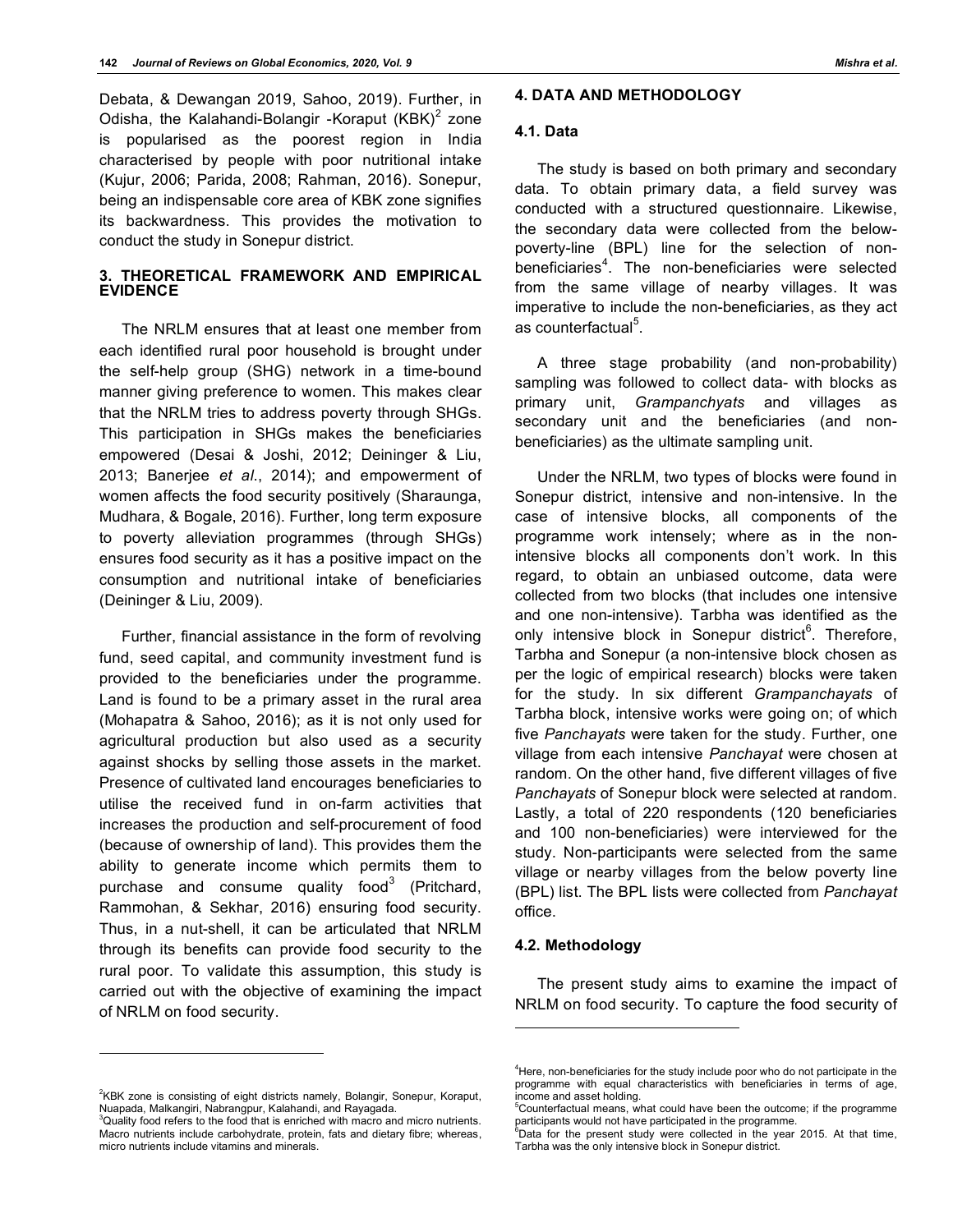Debata, & Dewangan 2019, Sahoo, 2019). Further, in Odisha, the Kalahandi-Bolangir -Koraput (KBK)[2] zone is popularised as the poorest region in India characterised by people with poor nutritional intake (Kujur, 2006; Parida, 2008; Rahman, 2016). Sonepur, being an indispensable core area of KBK zone signifies its backwardness. This provides the motivation to conduct the study in Sonepur district.

## 3. THEORETICAL FRAMEWORK AND EMPIRICAL EVIDENCE

The NRLM ensures that at least one member from each identified rural poor household is brought under the self-help group (SHG) network in a time-bound manner giving preference to women. This makes clear that the NRLM tries to address poverty through SHGs. This participation in SHGs makes the beneficiaries empowered (Desai & Joshi, 2012; Deininger & Liu, 2013; Banerjee *et al*., 2014); and empowerment of women affects the food security positively (Sharaunga, Mudhara, & Bogale, 2016). Further, long term exposure to poverty alleviation programmes (through SHGs) ensures food security as it has a positive impact on the consumption and nutritional intake of beneficiaries (Deininger & Liu, 2009).

Further, financial assistance in the form of revolving fund, seed capital, and community investment fund is provided to the beneficiaries under the programme. Land is found to be a primary asset in the rural area (Mohapatra & Sahoo, 2016); as it is not only used for agricultural production but also used as a security against shocks by selling those assets in the market. Presence of cultivated land encourages beneficiaries to utilise the received fund in on-farm activities that increases the production and self-procurement of food (because of ownership of land). This provides them the ability to generate income which permits them to purchase and consume quality food[3] (Pritchard, Rammohan, & Sekhar, 2016) ensuring food security. Thus, in a nut-shell, it can be articulated that NRLM through its benefits can provide food security to the rural poor. To validate this assumption, this study is carried out with the objective of examining the impact of NRLM on food security.

## 4. DATA AND METHODOLOGY

### 4.1. Data

The study is based on both primary and secondary data. To obtain primary data, a field survey was conducted with a structured questionnaire. Likewise, the secondary data were collected from the below-poverty-line (BPL) line for the selection of non-beneficiaries[4]. The non-beneficiaries were selected from the same village of nearby villages. It was imperative to include the non-beneficiaries, as they act as counterfactual[5].

A three stage probability (and non-probability) sampling was followed to collect data- with blocks as primary unit, *Grampanchyats* and villages as secondary unit and the beneficiaries (and non-beneficiaries) as the ultimate sampling unit.

Under the NRLM, two types of blocks were found in Sonepur district, intensive and non-intensive. In the case of intensive blocks, all components of the programme work intensely; where as in the non-intensive blocks all components don't work. In this regard, to obtain an unbiased outcome, data were collected from two blocks (that includes one intensive and one non-intensive). Tarbha was identified as the only intensive block in Sonepur district[6]. Therefore, Tarbha and Sonepur (a non-intensive block chosen as per the logic of empirical research) blocks were taken for the study. In six different *Grampanchayats* of Tarbha block, intensive works were going on; of which five *Panchayats* were taken for the study. Further, one village from each intensive *Panchayat* were chosen at random. On the other hand, five different villages of five *Panchayats* of Sonepur block were selected at random. Lastly, a total of 220 respondents (120 beneficiaries and 100 non-beneficiaries) were interviewed for the study. Non-participants were selected from the same village or nearby villages from the below poverty line (BPL) list. The BPL lists were collected from *Panchayat* office.

### 4.2. Methodology

The present study aims to examine the impact of NRLM on food security. To capture the food security of

---

[2] KBK zone is consisting of eight districts namely, Bolangir, Sonepur, Koraput, Nuapada, Malkangiri, Nabrangpur, Kalahandi, and Rayagada.

[3] Quality food refers to the food that is enriched with macro and micro nutrients. Macro nutrients include carbohydrate, protein, fats and dietary fibre; whereas, micro nutrients include vitamins and minerals.

[4] Here, non-beneficiaries for the study include poor who do not participate in the programme with equal characteristics with beneficiaries in terms of age, income and asset holding.

[5] Counterfactual means, what could have been the outcome; if the programme participants would not have participated in the programme.

[6] Data for the present study were collected in the year 2015. At that time, Tarbha was the only intensive block in Sonepur district.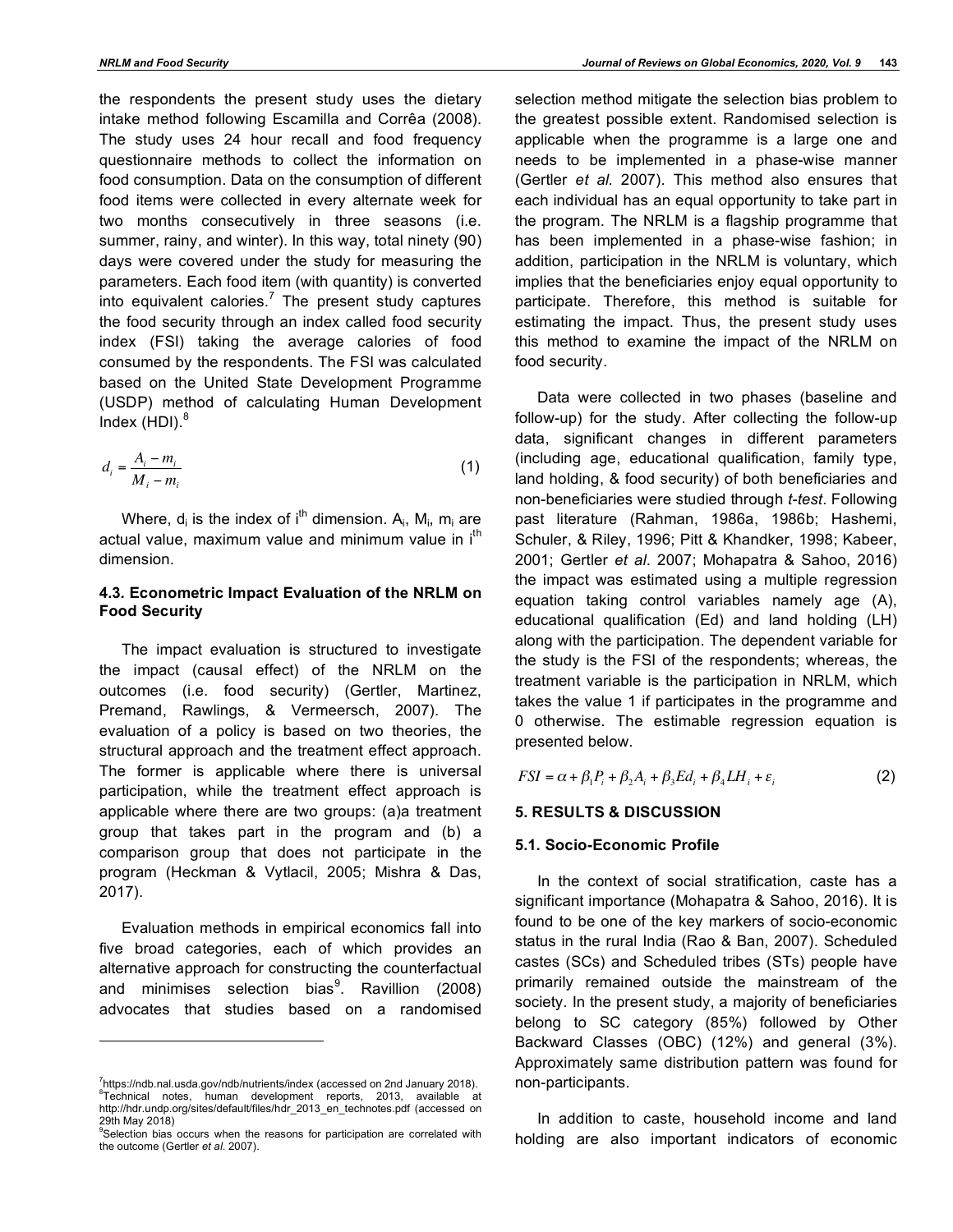the respondents the present study uses the dietary intake method following Escamilla and Corrêa (2008). The study uses 24 hour recall and food frequency questionnaire methods to collect the information on food consumption. Data on the consumption of different food items were collected in every alternate week for two months consecutively in three seasons (i.e. summer, rainy, and winter). In this way, total ninety (90) days were covered under the study for measuring the parameters. Each food item (with quantity) is converted into equivalent calories.[7] The present study captures the food security through an index called food security index (FSI) taking the average calories of food consumed by the respondents. The FSI was calculated based on the United State Development Programme (USDP) method of calculating Human Development Index (HDI).[8]

$$d_i = \frac{A_i - m_i}{M_i - m_i} \tag{1}$$

Where, $d_i$ is the index of $i^{th}$ dimension. $A_i$, $M_i$, $m_i$ are actual value, maximum value and minimum value in $i^{th}$ dimension.

### 4.3. Econometric Impact Evaluation of the NRLM on Food Security

The impact evaluation is structured to investigate the impact (causal effect) of the NRLM on the outcomes (i.e. food security) (Gertler, Martinez, Premand, Rawlings, & Vermeersch, 2007). The evaluation of a policy is based on two theories, the structural approach and the treatment effect approach. The former is applicable where there is universal participation, while the treatment effect approach is applicable where there are two groups: (a)a treatment group that takes part in the program and (b) a comparison group that does not participate in the program (Heckman & Vytlacil, 2005; Mishra & Das, 2017).

Evaluation methods in empirical economics fall into five broad categories, each of which provides an alternative approach for constructing the counterfactual and minimises selection bias[9]. Ravillion (2008) advocates that studies based on a randomised selection method mitigate the selection bias problem to the greatest possible extent. Randomised selection is applicable when the programme is a large one and needs to be implemented in a phase-wise manner (Gertler *et al.* 2007). This method also ensures that each individual has an equal opportunity to take part in the program. The NRLM is a flagship programme that has been implemented in a phase-wise fashion; in addition, participation in the NRLM is voluntary, which implies that the beneficiaries enjoy equal opportunity to participate. Therefore, this method is suitable for estimating the impact. Thus, the present study uses this method to examine the impact of the NRLM on food security.

Data were collected in two phases (baseline and follow-up) for the study. After collecting the follow-up data, significant changes in different parameters (including age, educational qualification, family type, land holding, & food security) of both beneficiaries and non-beneficiaries were studied through *t-test*. Following past literature (Rahman, 1986a, 1986b; Hashemi, Schuler, & Riley, 1996; Pitt & Khandker, 1998; Kabeer, 2001; Gertler *et al*. 2007; Mohapatra & Sahoo, 2016) the impact was estimated using a multiple regression equation taking control variables namely age (A), educational qualification (Ed) and land holding (LH) along with the participation. The dependent variable for the study is the FSI of the respondents; whereas, the treatment variable is the participation in NRLM, which takes the value 1 if participates in the programme and 0 otherwise. The estimable regression equation is presented below.

$$FSI = \alpha + \beta_1 P_i + \beta_2 A_i + \beta_3 Ed_i + \beta_4 LH_i + \varepsilon_i \tag{2}$$

## 5. RESULTS & DISCUSSION

### 5.1. Socio-Economic Profile

In the context of social stratification, caste has a significant importance (Mohapatra & Sahoo, 2016). It is found to be one of the key markers of socio-economic status in the rural India (Rao & Ban, 2007). Scheduled castes (SCs) and Scheduled tribes (STs) people have primarily remained outside the mainstream of the society. In the present study, a majority of beneficiaries belong to SC category (85%) followed by Other Backward Classes (OBC) (12%) and general (3%). Approximately same distribution pattern was found for non-participants.

In addition to caste, household income and land holding are also important indicators of economic

---

[7] https://ndb.nal.usda.gov/ndb/nutrients/index (accessed on 2nd January 2018).
[8] Technical notes, human development reports, 2013, available at http://hdr.undp.org/sites/default/files/hdr_2013_en_technotes.pdf (accessed on 29th May 2018)
[9] Selection bias occurs when the reasons for participation are correlated with the outcome (Gertler *et al.* 2007).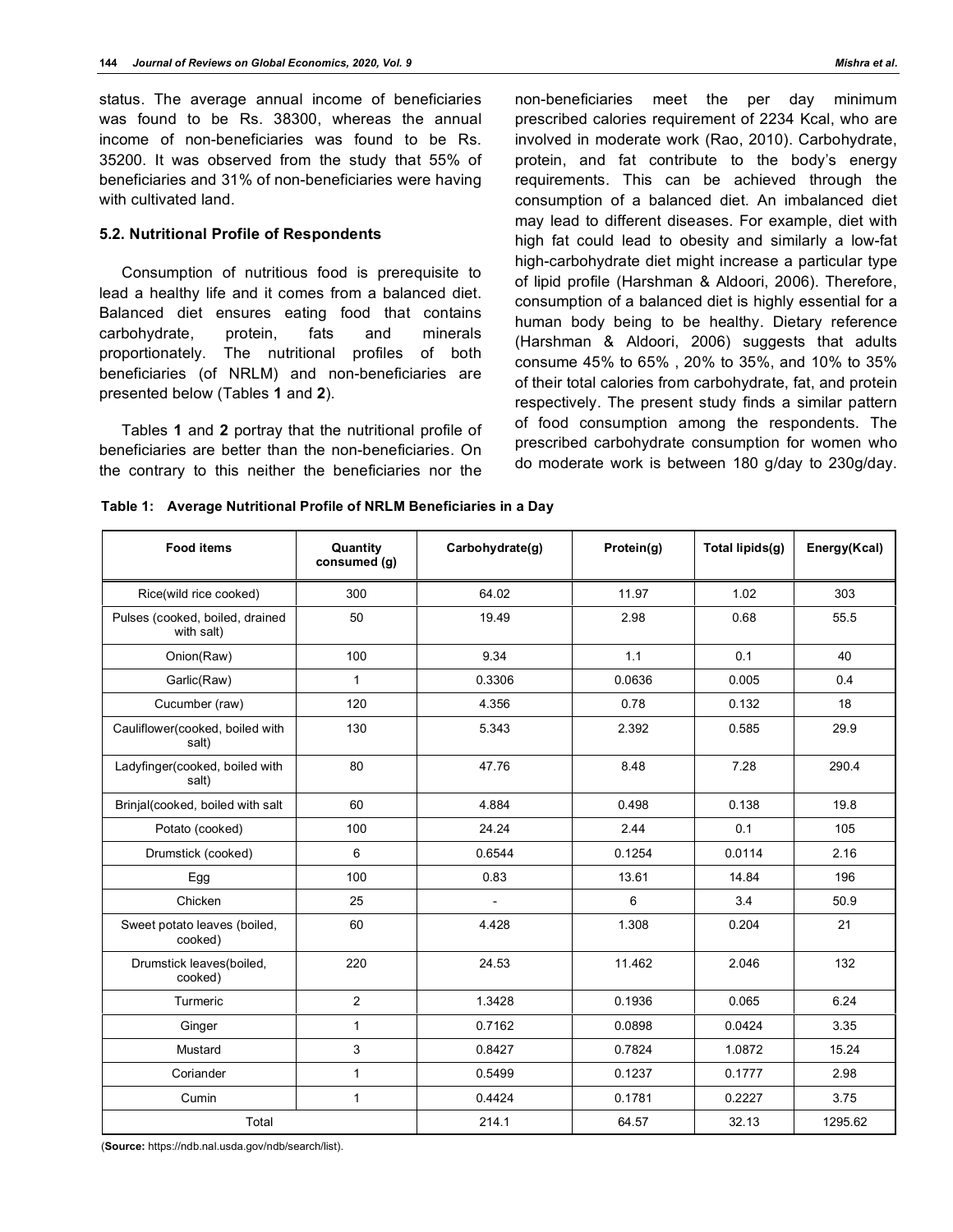status. The average annual income of beneficiaries was found to be Rs. 38300, whereas the annual income of non-beneficiaries was found to be Rs. 35200. It was observed from the study that 55% of beneficiaries and 31% of non-beneficiaries were having with cultivated land.

### 5.2. Nutritional Profile of Respondents

Consumption of nutritious food is prerequisite to lead a healthy life and it comes from a balanced diet. Balanced diet ensures eating food that contains carbohydrate, protein, fats and minerals proportionately. The nutritional profiles of both beneficiaries (of NRLM) and non-beneficiaries are presented below (Tables **1** and **2**).

Tables **1** and **2** portray that the nutritional profile of beneficiaries are better than the non-beneficiaries. On the contrary to this neither the beneficiaries nor the non-beneficiaries meet the per day minimum prescribed calories requirement of 2234 Kcal, who are involved in moderate work (Rao, 2010). Carbohydrate, protein, and fat contribute to the body's energy requirements. This can be achieved through the consumption of a balanced diet. An imbalanced diet may lead to different diseases. For example, diet with high fat could lead to obesity and similarly a low-fat high-carbohydrate diet might increase a particular type of lipid profile (Harshman & Aldoori, 2006). Therefore, consumption of a balanced diet is highly essential for a human body being to be healthy. Dietary reference (Harshman & Aldoori, 2006) suggests that adults consume 45% to 65% , 20% to 35%, and 10% to 35% of their total calories from carbohydrate, fat, and protein respectively. The present study finds a similar pattern of food consumption among the respondents. The prescribed carbohydrate consumption for women who do moderate work is between 180 g/day to 230g/day.

**Table 1: Average Nutritional Profile of NRLM Beneficiaries in a Day**

| Food items | Quantity consumed (g) | Carbohydrate(g) | Protein(g) | Total lipids(g) | Energy(Kcal) |
|---|---|---|---|---|---|
| Rice(wild rice cooked) | 300 | 64.02 | 11.97 | 1.02 | 303 |
| Pulses (cooked, boiled, drained with salt) | 50 | 19.49 | 2.98 | 0.68 | 55.5 |
| Onion(Raw) | 100 | 9.34 | 1.1 | 0.1 | 40 |
| Garlic(Raw) | 1 | 0.3306 | 0.0636 | 0.005 | 0.4 |
| Cucumber (raw) | 120 | 4.356 | 0.78 | 0.132 | 18 |
| Cauliflower(cooked, boiled with salt) | 130 | 5.343 | 2.392 | 0.585 | 29.9 |
| Ladyfinger(cooked, boiled with salt) | 80 | 47.76 | 8.48 | 7.28 | 290.4 |
| Brinjal(cooked, boiled with salt | 60 | 4.884 | 0.498 | 0.138 | 19.8 |
| Potato (cooked) | 100 | 24.24 | 2.44 | 0.1 | 105 |
| Drumstick (cooked) | 6 | 0.6544 | 0.1254 | 0.0114 | 2.16 |
| Egg | 100 | 0.83 | 13.61 | 14.84 | 196 |
| Chicken | 25 | - | 6 | 3.4 | 50.9 |
| Sweet potato leaves (boiled, cooked) | 60 | 4.428 | 1.308 | 0.204 | 21 |
| Drumstick leaves(boiled, cooked) | 220 | 24.53 | 11.462 | 2.046 | 132 |
| Turmeric | 2 | 1.3428 | 0.1936 | 0.065 | 6.24 |
| Ginger | 1 | 0.7162 | 0.0898 | 0.0424 | 3.35 |
| Mustard | 3 | 0.8427 | 0.7824 | 1.0872 | 15.24 |
| Coriander | 1 | 0.5499 | 0.1237 | 0.1777 | 2.98 |
| Cumin | 1 | 0.4424 | 0.1781 | 0.2227 | 3.75 |
| Total | | 214.1 | 64.57 | 32.13 | 1295.62 |

(**Source:** https://ndb.nal.usda.gov/ndb/search/list).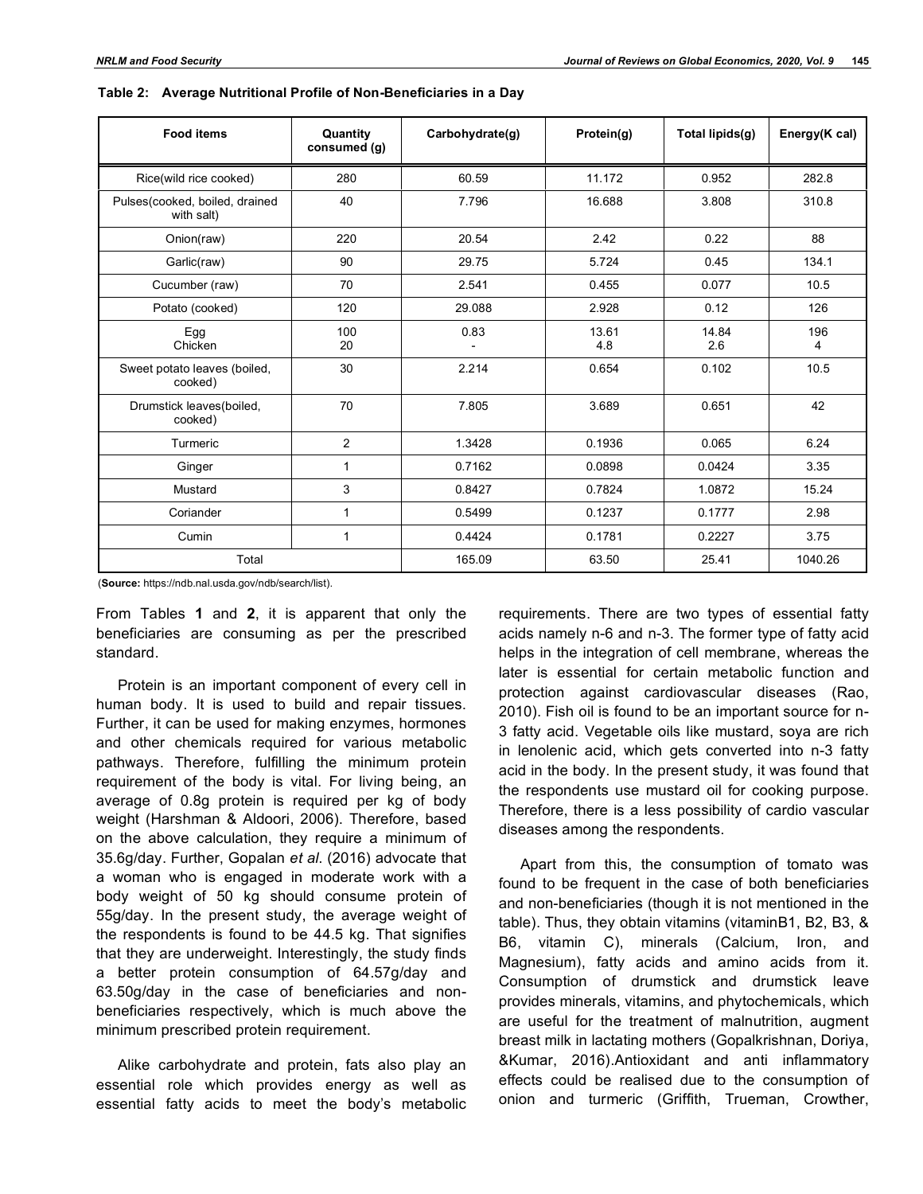**Table 2: Average Nutritional Profile of Non-Beneficiaries in a Day**

| Food items | Quantity consumed (g) | Carbohydrate(g) | Protein(g) | Total lipids(g) | Energy(K cal) |
|---|---|---|---|---|---|
| Rice(wild rice cooked) | 280 | 60.59 | 11.172 | 0.952 | 282.8 |
| Pulses(cooked, boiled, drained with salt) | 40 | 7.796 | 16.688 | 3.808 | 310.8 |
| Onion(raw) | 220 | 20.54 | 2.42 | 0.22 | 88 |
| Garlic(raw) | 90 | 29.75 | 5.724 | 0.45 | 134.1 |
| Cucumber (raw) | 70 | 2.541 | 0.455 | 0.077 | 10.5 |
| Potato (cooked) | 120 | 29.088 | 2.928 | 0.12 | 126 |
| Egg<br>Chicken | 100<br>20 | 0.83<br>- | 13.61<br>4.8 | 14.84<br>2.6 | 196<br>4 |
| Sweet potato leaves (boiled, cooked) | 30 | 2.214 | 0.654 | 0.102 | 10.5 |
| Drumstick leaves(boiled, cooked) | 70 | 7.805 | 3.689 | 0.651 | 42 |
| Turmeric | 2 | 1.3428 | 0.1936 | 0.065 | 6.24 |
| Ginger | 1 | 0.7162 | 0.0898 | 0.0424 | 3.35 |
| Mustard | 3 | 0.8427 | 0.7824 | 1.0872 | 15.24 |
| Coriander | 1 | 0.5499 | 0.1237 | 0.1777 | 2.98 |
| Cumin | 1 | 0.4424 | 0.1781 | 0.2227 | 3.75 |
| Total | | 165.09 | 63.50 | 25.41 | 1040.26 |

(**Source:** https://ndb.nal.usda.gov/ndb/search/list).

From Tables **1** and **2**, it is apparent that only the beneficiaries are consuming as per the prescribed standard.

Protein is an important component of every cell in human body. It is used to build and repair tissues. Further, it can be used for making enzymes, hormones and other chemicals required for various metabolic pathways. Therefore, fulfilling the minimum protein requirement of the body is vital. For living being, an average of 0.8g protein is required per kg of body weight (Harshman & Aldoori, 2006). Therefore, based on the above calculation, they require a minimum of 35.6g/day. Further, Gopalan *et al*. (2016) advocate that a woman who is engaged in moderate work with a body weight of 50 kg should consume protein of 55g/day. In the present study, the average weight of the respondents is found to be 44.5 kg. That signifies that they are underweight. Interestingly, the study finds a better protein consumption of 64.57g/day and 63.50g/day in the case of beneficiaries and non-beneficiaries respectively, which is much above the minimum prescribed protein requirement.

Alike carbohydrate and protein, fats also play an essential role which provides energy as well as essential fatty acids to meet the body's metabolic requirements. There are two types of essential fatty acids namely n-6 and n-3. The former type of fatty acid helps in the integration of cell membrane, whereas the later is essential for certain metabolic function and protection against cardiovascular diseases (Rao, 2010). Fish oil is found to be an important source for n-3 fatty acid. Vegetable oils like mustard, soya are rich in lenolenic acid, which gets converted into n-3 fatty acid in the body. In the present study, it was found that the respondents use mustard oil for cooking purpose. Therefore, there is a less possibility of cardio vascular diseases among the respondents.

Apart from this, the consumption of tomato was found to be frequent in the case of both beneficiaries and non-beneficiaries (though it is not mentioned in the table). Thus, they obtain vitamins (vitaminB1, B2, B3, & B6, vitamin C), minerals (Calcium, Iron, and Magnesium), fatty acids and amino acids from it. Consumption of drumstick and drumstick leave provides minerals, vitamins, and phytochemicals, which are useful for the treatment of malnutrition, augment breast milk in lactating mothers (Gopalkrishnan, Doriya, &Kumar, 2016).Antioxidant and anti inflammatory effects could be realised due to the consumption of onion and turmeric (Griffith, Trueman, Crowther,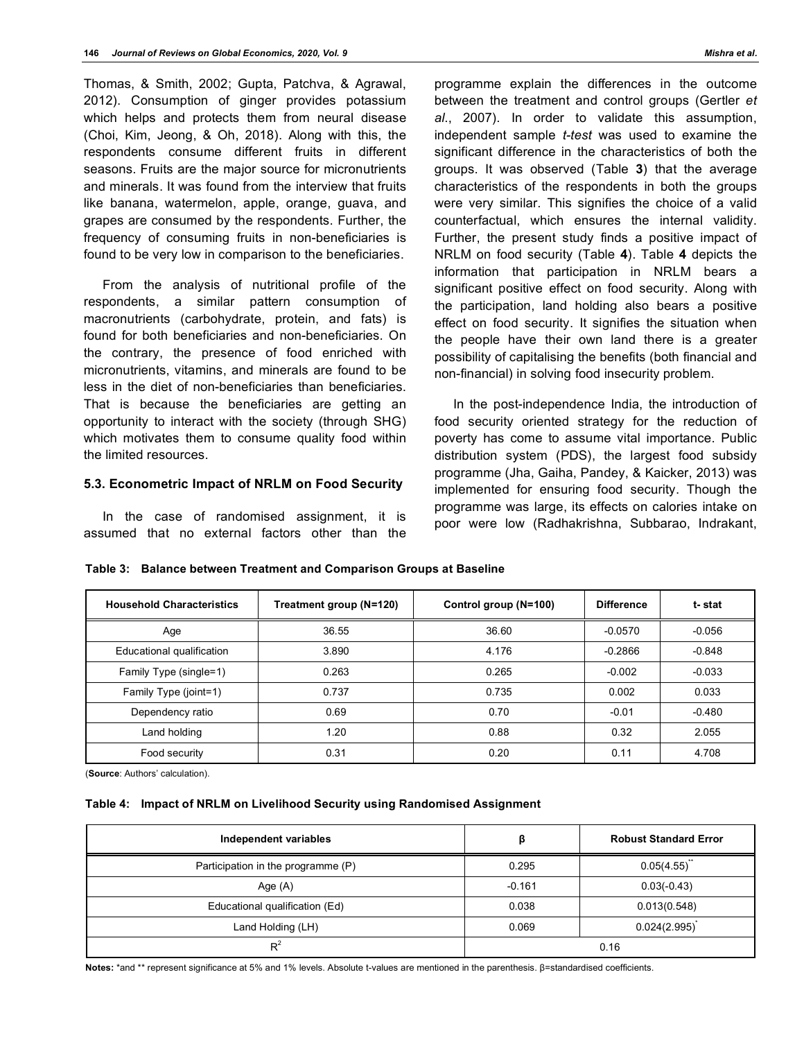Thomas, & Smith, 2002; Gupta, Patchva, & Agrawal, 2012). Consumption of ginger provides potassium which helps and protects them from neural disease (Choi, Kim, Jeong, & Oh, 2018). Along with this, the respondents consume different fruits in different seasons. Fruits are the major source for micronutrients and minerals. It was found from the interview that fruits like banana, watermelon, apple, orange, guava, and grapes are consumed by the respondents. Further, the frequency of consuming fruits in non-beneficiaries is found to be very low in comparison to the beneficiaries.

From the analysis of nutritional profile of the respondents, a similar pattern consumption of macronutrients (carbohydrate, protein, and fats) is found for both beneficiaries and non-beneficiaries. On the contrary, the presence of food enriched with micronutrients, vitamins, and minerals are found to be less in the diet of non-beneficiaries than beneficiaries. That is because the beneficiaries are getting an opportunity to interact with the society (through SHG) which motivates them to consume quality food within the limited resources.

### 5.3. Econometric Impact of NRLM on Food Security

In the case of randomised assignment, it is assumed that no external factors other than the programme explain the differences in the outcome between the treatment and control groups (Gertler *et al.*, 2007). In order to validate this assumption, independent sample *t-test* was used to examine the significant difference in the characteristics of both the groups. It was observed (Table **3**) that the average characteristics of the respondents in both the groups were very similar. This signifies the choice of a valid counterfactual, which ensures the internal validity. Further, the present study finds a positive impact of NRLM on food security (Table **4**). Table **4** depicts the information that participation in NRLM bears a significant positive effect on food security. Along with the participation, land holding also bears a positive effect on food security. It signifies the situation when the people have their own land there is a greater possibility of capitalising the benefits (both financial and non-financial) in solving food insecurity problem.

In the post-independence India, the introduction of food security oriented strategy for the reduction of poverty has come to assume vital importance. Public distribution system (PDS), the largest food subsidy programme (Jha, Gaiha, Pandey, & Kaicker, 2013) was implemented for ensuring food security. Though the programme was large, its effects on calories intake on poor were low (Radhakrishna, Subbarao, Indrakant,

**Table 3: Balance between Treatment and Comparison Groups at Baseline**

| Household Characteristics | Treatment group (N=120) | Control group (N=100) | Difference | t- stat |
|---|---|---|---|---|
| Age | 36.55 | 36.60 | -0.0570 | -0.056 |
| Educational qualification | 3.890 | 4.176 | -0.2866 | -0.848 |
| Family Type (single=1) | 0.263 | 0.265 | -0.002 | -0.033 |
| Family Type (joint=1) | 0.737 | 0.735 | 0.002 | 0.033 |
| Dependency ratio | 0.69 | 0.70 | -0.01 | -0.480 |
| Land holding | 1.20 | 0.88 | 0.32 | 2.055 |
| Food security | 0.31 | 0.20 | 0.11 | 4.708 |

(**Source**: Authors' calculation).

**Table 4: Impact of NRLM on Livelihood Security using Randomised Assignment**

| Independent variables | β | Robust Standard Error |
|---|---|---|
| Participation in the programme (P) | 0.295 | 0.05(4.55)** |
| Age (A) | -0.161 | 0.03(-0.43) |
| Educational qualification (Ed) | 0.038 | 0.013(0.548) |
| Land Holding (LH) | 0.069 | 0.024(2.995)* |
| $R^2$ | 0.16 | |

**Notes:** *and ** represent significance at 5% and 1% levels. Absolute t-values are mentioned in the parenthesis. β=standardised coefficients.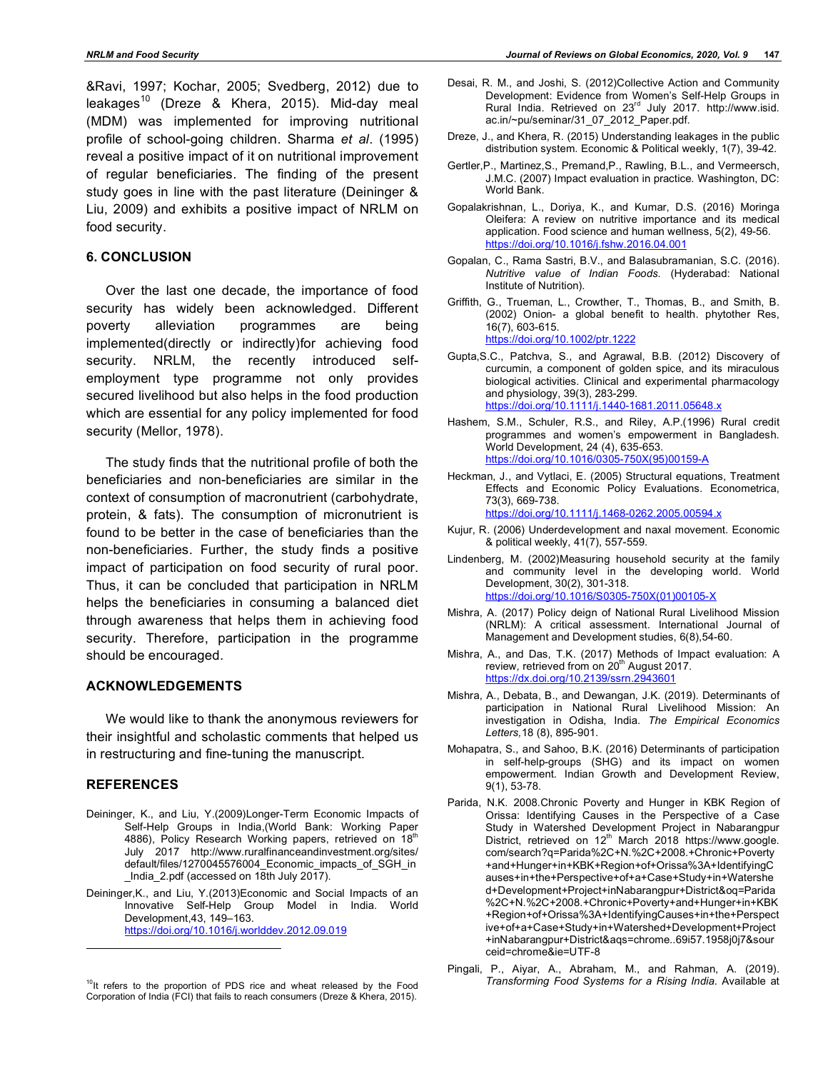&Ravi, 1997; Kochar, 2005; Svedberg, 2012) due to leakages[10] (Dreze & Khera, 2015). Mid-day meal (MDM) was implemented for improving nutritional profile of school-going children. Sharma *et al*. (1995) reveal a positive impact of it on nutritional improvement of regular beneficiaries. The finding of the present study goes in line with the past literature (Deininger & Liu, 2009) and exhibits a positive impact of NRLM on food security.

## 6. CONCLUSION

Over the last one decade, the importance of food security has widely been acknowledged. Different poverty alleviation programmes are being implemented(directly or indirectly)for achieving food security. NRLM, the recently introduced self-employment type programme not only provides secured livelihood but also helps in the food production which are essential for any policy implemented for food security (Mellor, 1978).

The study finds that the nutritional profile of both the beneficiaries and non-beneficiaries are similar in the context of consumption of macronutrient (carbohydrate, protein, & fats). The consumption of micronutrient is found to be better in the case of beneficiaries than the non-beneficiaries. Further, the study finds a positive impact of participation on food security of rural poor. Thus, it can be concluded that participation in NRLM helps the beneficiaries in consuming a balanced diet through awareness that helps them in achieving food security. Therefore, participation in the programme should be encouraged.

## ACKNOWLEDGEMENTS

We would like to thank the anonymous reviewers for their insightful and scholastic comments that helped us in restructuring and fine-tuning the manuscript.

## REFERENCES

Deininger, K., and Liu, Y.(2009)Longer-Term Economic Impacts of Self-Help Groups in India,(World Bank: Working Paper 4886), Policy Research Working papers, retrieved on 18th July 2017 http://www.ruralfinanceandinvestment.org/sites/default/files/1270045576004_Economic_impacts_of_SGH_in_India_2.pdf (accessed on 18th July 2017).

Deininger,K., and Liu, Y.(2013)Economic and Social Impacts of an Innovative Self-Help Group Model in India. World Development,43, 149–163. https://doi.org/10.1016/j.worlddev.2012.09.019

Desai, R. M., and Joshi, S. (2012)Collective Action and Community Development: Evidence from Women's Self-Help Groups in Rural India. Retrieved on 23rd July 2017. http://www.isid.ac.in/~pu/seminar/31_07_2012_Paper.pdf.

Dreze, J., and Khera, R. (2015) Understanding leakages in the public distribution system. Economic & Political weekly, 1(7), 39-42.

Gertler,P., Martinez,S., Premand,P., Rawling, B.L., and Vermeersch, J.M.C. (2007) Impact evaluation in practice. Washington, DC: World Bank.

Gopalakrishnan, L., Doriya, K., and Kumar, D.S. (2016) Moringa Oleifera: A review on nutritive importance and its medical application. Food science and human wellness, 5(2), 49-56. https://doi.org/10.1016/j.fshw.2016.04.001

Gopalan, C., Rama Sastri, B.V., and Balasubramanian, S.C. (2016). *Nutritive value of Indian Foods*. (Hyderabad: National Institute of Nutrition).

Griffith, G., Trueman, L., Crowther, T., Thomas, B., and Smith, B. (2002) Onion- a global benefit to health. phytother Res, 16(7), 603-615. https://doi.org/10.1002/ptr.1222

Gupta,S.C., Patchva, S., and Agrawal, B.B. (2012) Discovery of curcumin, a component of golden spice, and its miraculous biological activities. Clinical and experimental pharmacology and physiology, 39(3), 283-299. https://doi.org/10.1111/j.1440-1681.2011.05648.x

Hashem, S.M., Schuler, R.S., and Riley, A.P.(1996) Rural credit programmes and women's empowerment in Bangladesh. World Development, 24 (4), 635-653. https://doi.org/10.1016/0305-750X(95)00159-A

Heckman, J., and Vytlaci, E. (2005) Structural equations, Treatment Effects and Economic Policy Evaluations. Econometrica, 73(3), 669-738. https://doi.org/10.1111/j.1468-0262.2005.00594.x

Kujur, R. (2006) Underdevelopment and naxal movement. Economic & political weekly, 41(7), 557-559.

Lindenberg, M. (2002)Measuring household security at the family and community level in the developing world. World Development, 30(2), 301-318. https://doi.org/10.1016/S0305-750X(01)00105-X

Mishra, A. (2017) Policy deign of National Rural Livelihood Mission (NRLM): A critical assessment. International Journal of Management and Development studies, 6(8),54-60.

Mishra, A., and Das, T.K. (2017) Methods of Impact evaluation: A review, retrieved from on 20th August 2017. https://dx.doi.org/10.2139/ssrn.2943601

Mishra, A., Debata, B., and Dewangan, J.K. (2019). Determinants of participation in National Rural Livelihood Mission: An investigation in Odisha, India. *The Empirical Economics Letters,*18 (8), 895-901.

Mohapatra, S., and Sahoo, B.K. (2016) Determinants of participation in self-help-groups (SHG) and its impact on women empowerment. Indian Growth and Development Review, 9(1), 53-78.

Parida, N.K. 2008.Chronic Poverty and Hunger in KBK Region of Orissa: Identifying Causes in the Perspective of a Case Study in Watershed Development Project in Nabarangpur District, retrieved on 12th March 2018 https://www.google.com/search?q=Parida%2C+N.%2C+2008.+Chronic+Poverty+and+Hunger+in+KBK+Region+of+Orissa%3A+IdentifyingCauses+in+the+Perspective+of+a+Case+Study+in+Watershed+Development+Project+inNabarangpur+District&oq=Parida%2C+N.%2C+2008.+Chronic+Poverty+and+Hunger+in+KBK+Region+of+Orissa%3A+IdentifyingCauses+in+the+Perspective+of+a+Case+Study+in+Watershed+Development+Project+inNabarangpur+District&aqs=chrome..69i57.1958j0j7&sourceid=chrome&ie=UTF-8

Pingali, P., Aiyar, A., Abraham, M., and Rahman, A. (2019). *Transforming Food Systems for a Rising India*. Available at

---

[10] It refers to the proportion of PDS rice and wheat released by the Food Corporation of India (FCI) that fails to reach consumers (Dreze & Khera, 2015).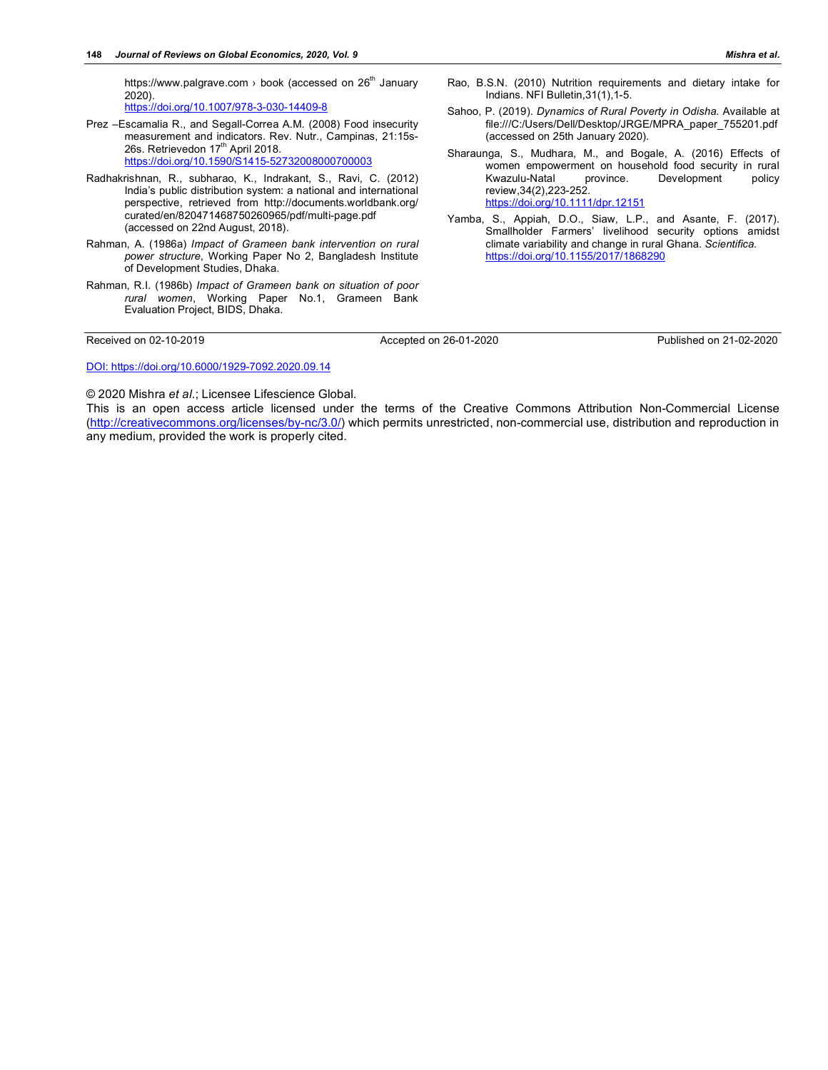https://www.palgrave.com › book (accessed on 26th January 2020).
https://doi.org/10.1007/978-3-030-14409-8

Prez –Escamalia R., and Segall-Correa A.M. (2008) Food insecurity measurement and indicators. Rev. Nutr., Campinas, 21:15s-26s. Retrievedon 17th April 2018.
https://doi.org/10.1590/S1415-52732008000700003

Radhakrishnan, R., subharao, K., Indrakant, S., Ravi, C. (2012) India's public distribution system: a national and international perspective, retrieved from http://documents.worldbank.org/curated/en/820471468750260965/pdf/multi-page.pdf (accessed on 22nd August, 2018).

Rahman, A. (1986a) *Impact of Grameen bank intervention on rural power structure*, Working Paper No 2, Bangladesh Institute of Development Studies, Dhaka.

Rahman, R.I. (1986b) *Impact of Grameen bank on situation of poor rural women*, Working Paper No.1, Grameen Bank Evaluation Project, BIDS, Dhaka.

Rao, B.S.N. (2010) Nutrition requirements and dietary intake for Indians. NFI Bulletin,31(1),1-5.

Sahoo, P. (2019). *Dynamics of Rural Poverty in Odisha*. Available at file:///C:/Users/Dell/Desktop/JRGE/MPRA_paper_755201.pdf (accessed on 25th January 2020).

Sharaunga, S., Mudhara, M., and Bogale, A. (2016) Effects of women empowerment on household food security in rural Kwazulu-Natal province. Development policy review,34(2),223-252.
https://doi.org/10.1111/dpr.12151

Yamba, S., Appiah, D.O., Siaw, L.P., and Asante, F. (2017). Smallholder Farmers' livelihood security options amidst climate variability and change in rural Ghana. *Scientifica*.
https://doi.org/10.1155/2017/1868290

Received on 02-10-2019 Accepted on 26-01-2020 Published on 21-02-2020

DOI: https://doi.org/10.6000/1929-7092.2020.09.14

© 2020 Mishra *et al*.; Licensee Lifescience Global.

This is an open access article licensed under the terms of the Creative Commons Attribution Non-Commercial License (http://creativecommons.org/licenses/by-nc/3.0/) which permits unrestricted, non-commercial use, distribution and reproduction in any medium, provided the work is properly cited.